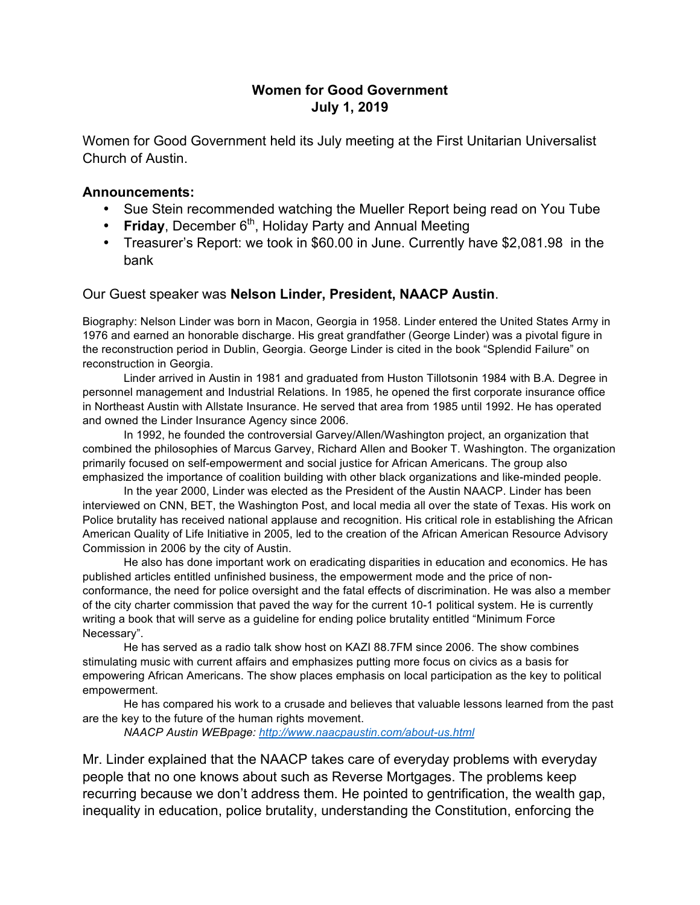# Women for Good Government
## July 1, 2019

Women for Good Government held its July meeting at the First Unitarian Universalist Church of Austin.

### Announcements:

- Sue Stein recommended watching the Mueller Report being read on You Tube
- **Friday**, December 6th, Holiday Party and Annual Meeting
- Treasurer's Report: we took in $60.00 in June. Currently have $2,081.98 in the bank

Our Guest speaker was **Nelson Linder, President, NAACP Austin**.

Biography: Nelson Linder was born in Macon, Georgia in 1958. Linder entered the United States Army in 1976 and earned an honorable discharge. His great grandfather (George Linder) was a pivotal figure in the reconstruction period in Dublin, Georgia. George Linder is cited in the book "Splendid Failure" on reconstruction in Georgia.

Linder arrived in Austin in 1981 and graduated from Huston Tillotsonin 1984 with B.A. Degree in personnel management and Industrial Relations. In 1985, he opened the first corporate insurance office in Northeast Austin with Allstate Insurance. He served that area from 1985 until 1992. He has operated and owned the Linder Insurance Agency since 2006.

In 1992, he founded the controversial Garvey/Allen/Washington project, an organization that combined the philosophies of Marcus Garvey, Richard Allen and Booker T. Washington. The organization primarily focused on self-empowerment and social justice for African Americans. The group also emphasized the importance of coalition building with other black organizations and like-minded people.

In the year 2000, Linder was elected as the President of the Austin NAACP. Linder has been interviewed on CNN, BET, the Washington Post, and local media all over the state of Texas. His work on Police brutality has received national applause and recognition. His critical role in establishing the African American Quality of Life Initiative in 2005, led to the creation of the African American Resource Advisory Commission in 2006 by the city of Austin.

He also has done important work on eradicating disparities in education and economics. He has published articles entitled unfinished business, the empowerment mode and the price of non-conformance, the need for police oversight and the fatal effects of discrimination. He was also a member of the city charter commission that paved the way for the current 10-1 political system. He is currently writing a book that will serve as a guideline for ending police brutality entitled "Minimum Force Necessary".

He has served as a radio talk show host on KAZI 88.7FM since 2006. The show combines stimulating music with current affairs and emphasizes putting more focus on civics as a basis for empowering African Americans. The show places emphasis on local participation as the key to political empowerment.

He has compared his work to a crusade and believes that valuable lessons learned from the past are the key to the future of the human rights movement.

*NAACP Austin WEBpage: [http://www.naacpaustin.com/about-us.html](http://www.naacpaustin.com/about-us.html)*

Mr. Linder explained that the NAACP takes care of everyday problems with everyday people that no one knows about such as Reverse Mortgages. The problems keep recurring because we don't address them. He pointed to gentrification, the wealth gap, inequality in education, police brutality, understanding the Constitution, enforcing the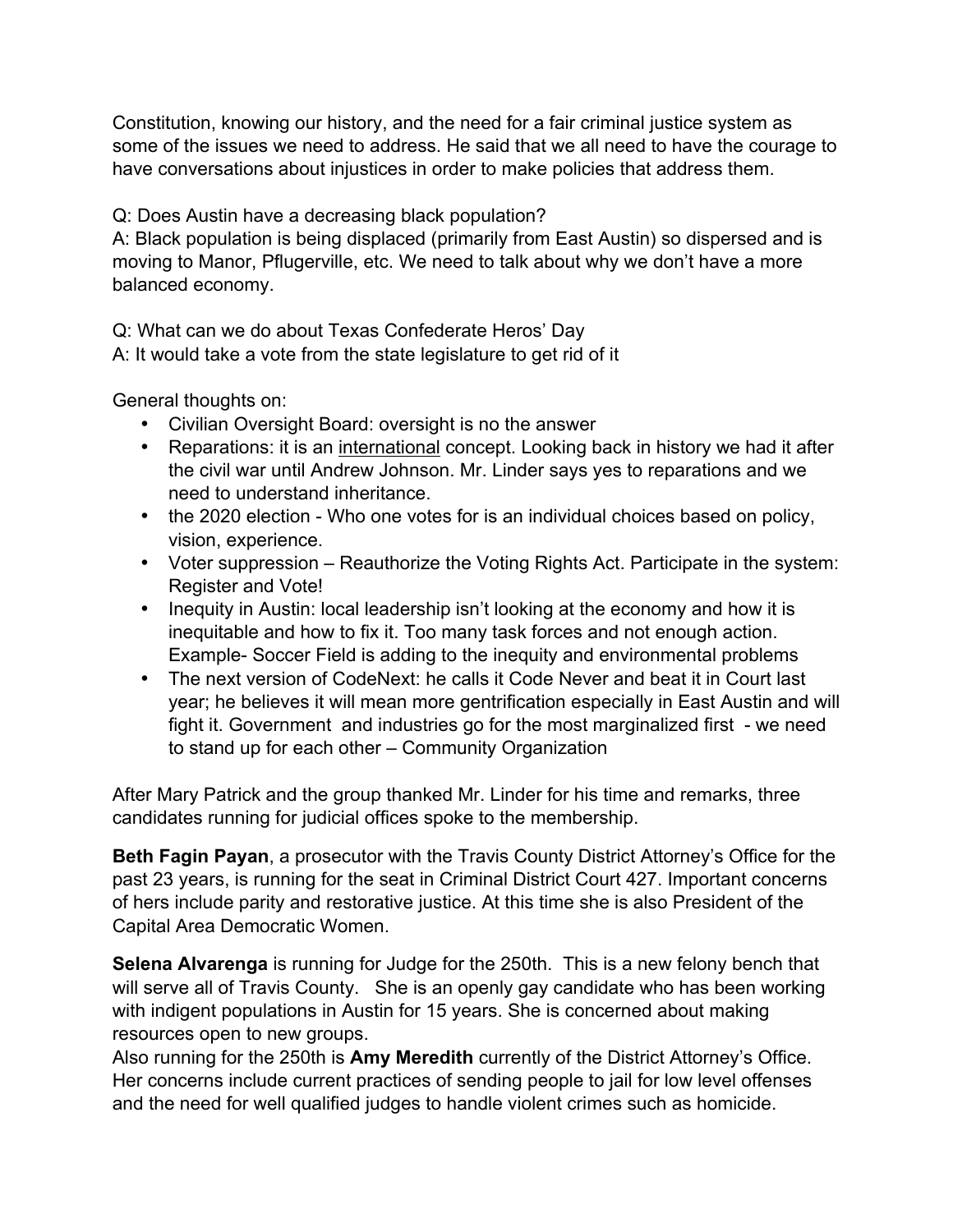Constitution, knowing our history, and the need for a fair criminal justice system as some of the issues we need to address. He said that we all need to have the courage to have conversations about injustices in order to make policies that address them.

Q: Does Austin have a decreasing black population?
A: Black population is being displaced (primarily from East Austin) so dispersed and is moving to Manor, Pflugerville, etc. We need to talk about why we don't have a more balanced economy.

Q: What can we do about Texas Confederate Heros' Day
A: It would take a vote from the state legislature to get rid of it

General thoughts on:

- Civilian Oversight Board: oversight is no the answer
- Reparations: it is an <u>international</u> concept. Looking back in history we had it after the civil war until Andrew Johnson. Mr. Linder says yes to reparations and we need to understand inheritance.
- the 2020 election - Who one votes for is an individual choices based on policy, vision, experience.
- Voter suppression – Reauthorize the Voting Rights Act. Participate in the system: Register and Vote!
- Inequity in Austin: local leadership isn't looking at the economy and how it is inequitable and how to fix it. Too many task forces and not enough action. Example- Soccer Field is adding to the inequity and environmental problems
- The next version of CodeNext: he calls it Code Never and beat it in Court last year; he believes it will mean more gentrification especially in East Austin and will fight it. Government and industries go for the most marginalized first - we need to stand up for each other – Community Organization

After Mary Patrick and the group thanked Mr. Linder for his time and remarks, three candidates running for judicial offices spoke to the membership.

**Beth Fagin Payan**, a prosecutor with the Travis County District Attorney's Office for the past 23 years, is running for the seat in Criminal District Court 427. Important concerns of hers include parity and restorative justice. At this time she is also President of the Capital Area Democratic Women.

**Selena Alvarenga** is running for Judge for the 250th. This is a new felony bench that will serve all of Travis County. She is an openly gay candidate who has been working with indigent populations in Austin for 15 years. She is concerned about making resources open to new groups.
Also running for the 250th is **Amy Meredith** currently of the District Attorney's Office. Her concerns include current practices of sending people to jail for low level offenses and the need for well qualified judges to handle violent crimes such as homicide.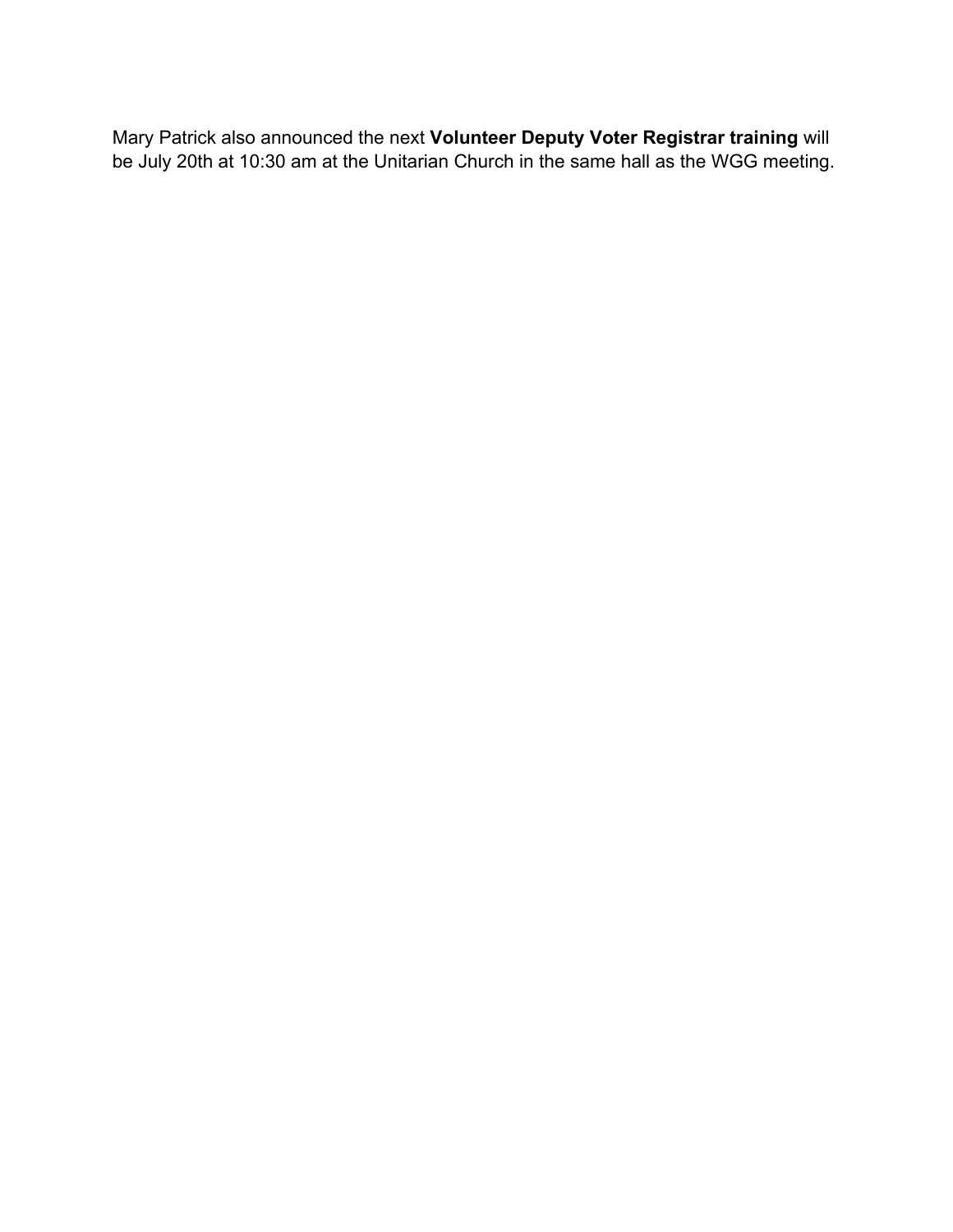Mary Patrick also announced the next **Volunteer Deputy Voter Registrar training** will be July 20th at 10:30 am at the Unitarian Church in the same hall as the WGG meeting.